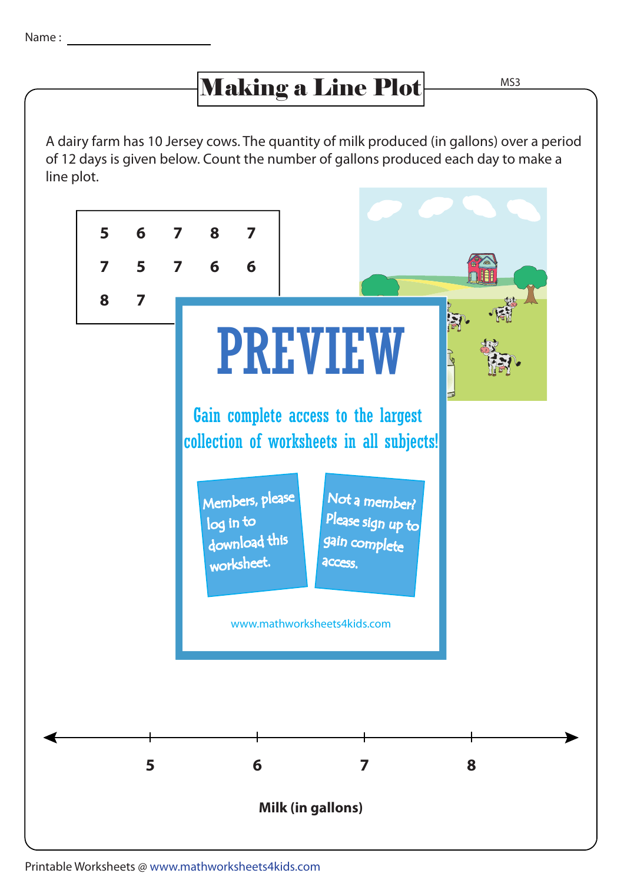Name : ____________________

# Making a Line Plot

A dairy farm has 10 Jersey cows. The quantity of milk produced (in gallons) over a period of 12 days is given below. Count the number of gallons produced each day to make a line plot.

| | | | | |
|---|---|---|---|---|
| 5 | 6 | 7 | 8 | 7 |
| 7 | 5 | 7 | 6 | 6 |
| 8 | 7 | | | |

**PREVIEW**

Gain complete access to the largest collection of worksheets in all subjects!

Members, please log in to download this worksheet.

Not a member? Please sign up to gain complete access.

www.mathworksheets4kids.com

5 6 7 8

**Milk (in gallons)**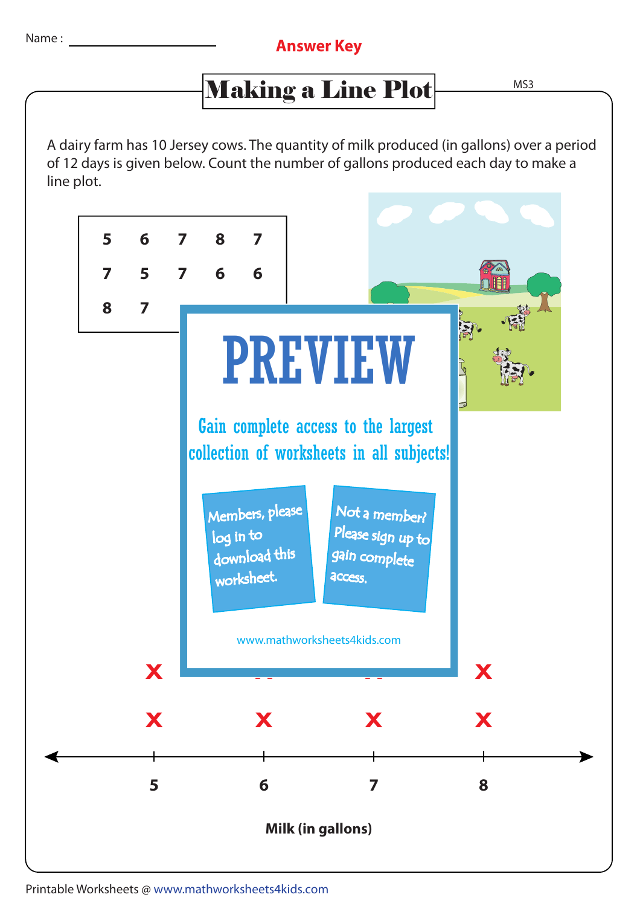Name : ____________________

**Answer Key**

# Making a Line Plot

MS3

A dairy farm has 10 Jersey cows. The quantity of milk produced (in gallons) over a period of 12 days is given below. Count the number of gallons produced each day to make a line plot.

| | | | | |
|---|---|---|---|---|
| 5 | 6 | 7 | 8 | 7 |
| 7 | 5 | 7 | 6 | 6 |
| 8 | 7 | | | |

**PREVIEW**

Gain complete access to the largest collection of worksheets in all subjects!

Members, please log in to download this worksheet.

Not a member? Please sign up to gain complete access.

www.mathworksheets4kids.com

5
6
7
8

**Milk (in gallons)**